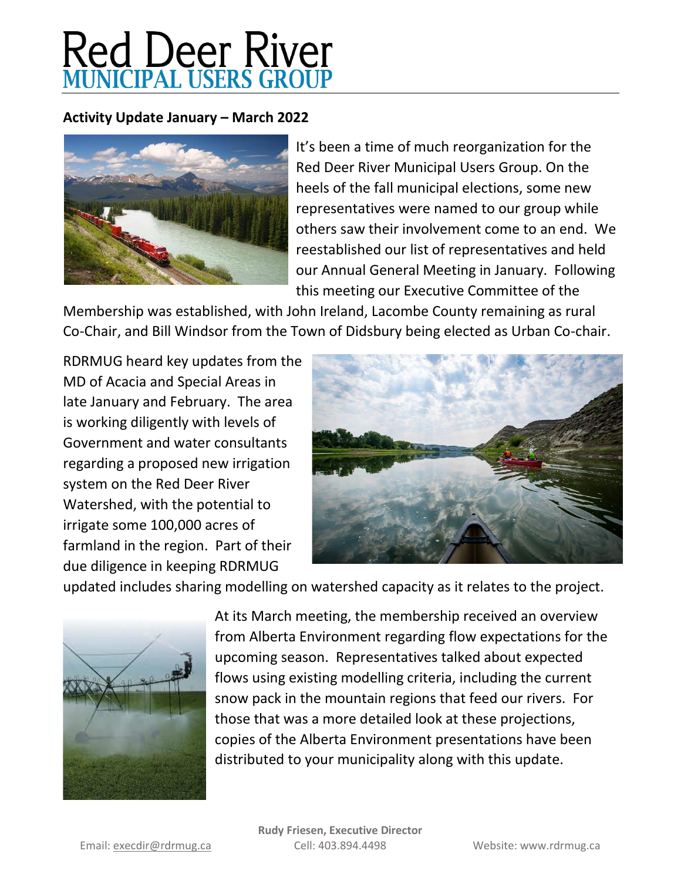# Red Deer River
## MUNICIPAL USERS GROUP

**Activity Update January – March 2022**

It's been a time of much reorganization for the Red Deer River Municipal Users Group. On the heels of the fall municipal elections, some new representatives were named to our group while others saw their involvement come to an end. We reestablished our list of representatives and held our Annual General Meeting in January. Following this meeting our Executive Committee of the Membership was established, with John Ireland, Lacombe County remaining as rural Co-Chair, and Bill Windsor from the Town of Didsbury being elected as Urban Co-chair.

RDRMUG heard key updates from the MD of Acacia and Special Areas in late January and February. The area is working diligently with levels of Government and water consultants regarding a proposed new irrigation system on the Red Deer River Watershed, with the potential to irrigate some 100,000 acres of farmland in the region. Part of their due diligence in keeping RDRMUG updated includes sharing modelling on watershed capacity as it relates to the project.

At its March meeting, the membership received an overview from Alberta Environment regarding flow expectations for the upcoming season. Representatives talked about expected flows using existing modelling criteria, including the current snow pack in the mountain regions that feed our rivers. For those that was a more detailed look at these projections, copies of the Alberta Environment presentations have been distributed to your municipality along with this update.

**Rudy Friesen, Executive Director**

Email: execdir@rdrmug.ca | Cell: 403.894.4498 | Website: www.rdrmug.ca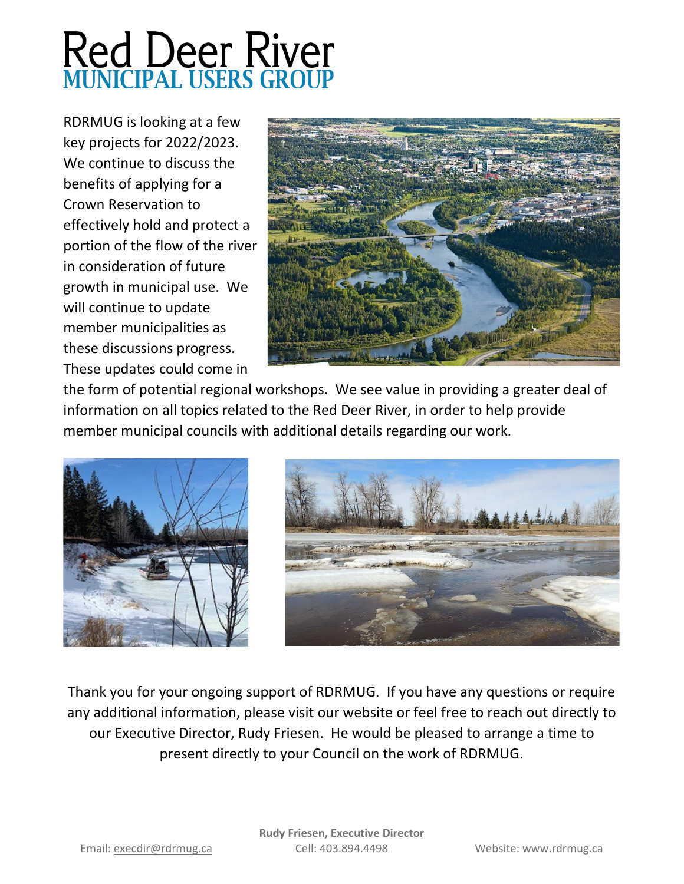# Red Deer River
## MUNICIPAL USERS GROUP

RDRMUG is looking at a few key projects for 2022/2023. We continue to discuss the benefits of applying for a Crown Reservation to effectively hold and protect a portion of the flow of the river in consideration of future growth in municipal use. We will continue to update member municipalities as these discussions progress. These updates could come in the form of potential regional workshops. We see value in providing a greater deal of information on all topics related to the Red Deer River, in order to help provide member municipal councils with additional details regarding our work.

Thank you for your ongoing support of RDRMUG. If you have any questions or require any additional information, please visit our website or feel free to reach out directly to our Executive Director, Rudy Friesen. He would be pleased to arrange a time to present directly to your Council on the work of RDRMUG.

**Rudy Friesen, Executive Director**

Email: execdir@rdrmug.ca Cell: 403.894.4498 Website: www.rdrmug.ca